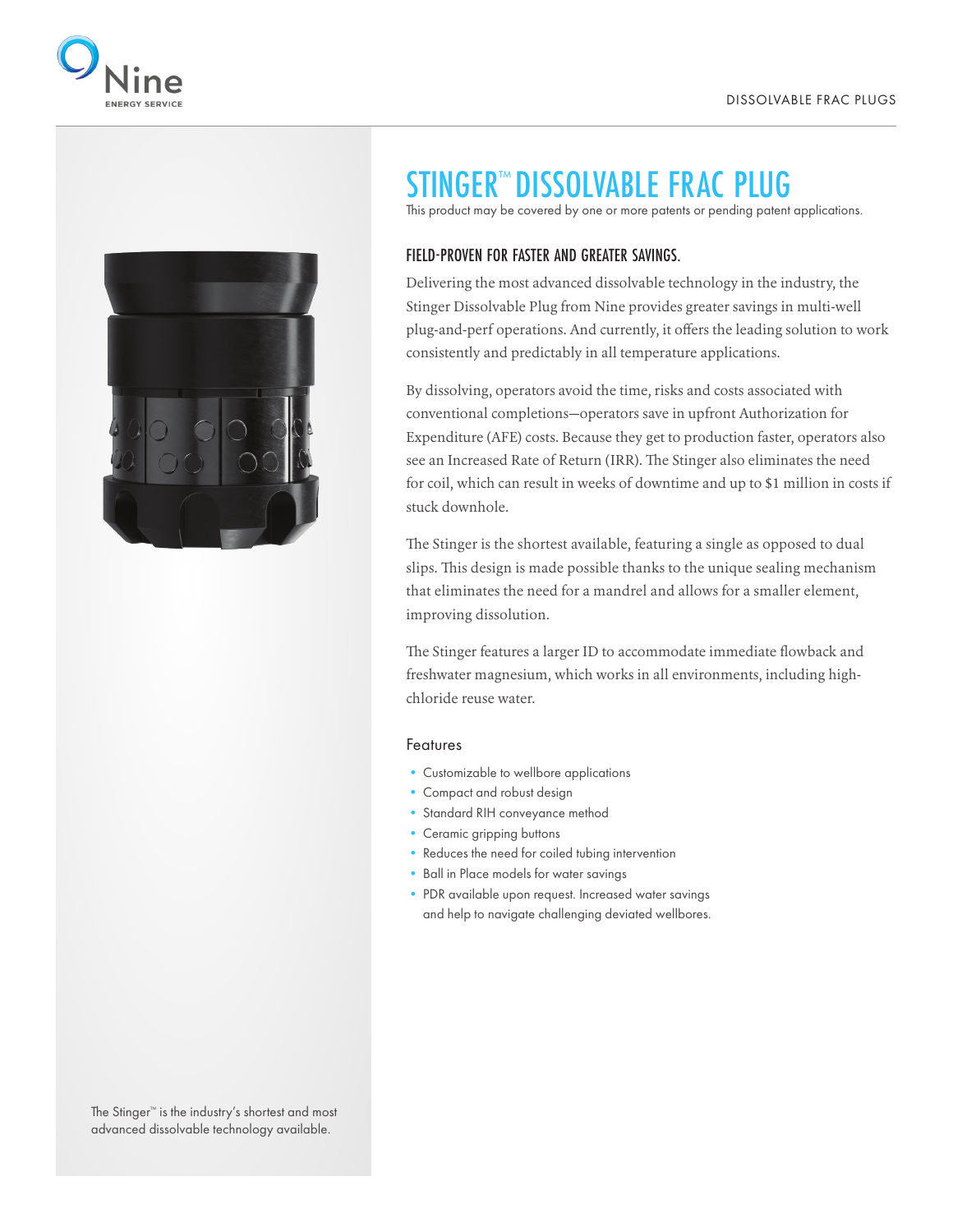DISSOLVABLE FRAC PLUGS

# STINGER™ DISSOLVABLE FRAC PLUG

This product may be covered by one or more patents or pending patent applications.

## FIELD-PROVEN FOR FASTER AND GREATER SAVINGS.

Delivering the most advanced dissolvable technology in the industry, the Stinger Dissolvable Plug from Nine provides greater savings in multi-well plug-and-perf operations. And currently, it offers the leading solution to work consistently and predictably in all temperature applications.

By dissolving, operators avoid the time, risks and costs associated with conventional completions—operators save in upfront Authorization for Expenditure (AFE) costs. Because they get to production faster, operators also see an Increased Rate of Return (IRR). The Stinger also eliminates the need for coil, which can result in weeks of downtime and up to $1 million in costs if stuck downhole.

The Stinger is the shortest available, featuring a single as opposed to dual slips. This design is made possible thanks to the unique sealing mechanism that eliminates the need for a mandrel and allows for a smaller element, improving dissolution.

The Stinger features a larger ID to accommodate immediate flowback and freshwater magnesium, which works in all environments, including high-chloride reuse water.

### Features

- Customizable to wellbore applications
- Compact and robust design
- Standard RIH conveyance method
- Ceramic gripping buttons
- Reduces the need for coiled tubing intervention
- Ball in Place models for water savings
- PDR available upon request. Increased water savings and help to navigate challenging deviated wellbores.

The Stinger™ is the industry's shortest and most advanced dissolvable technology available.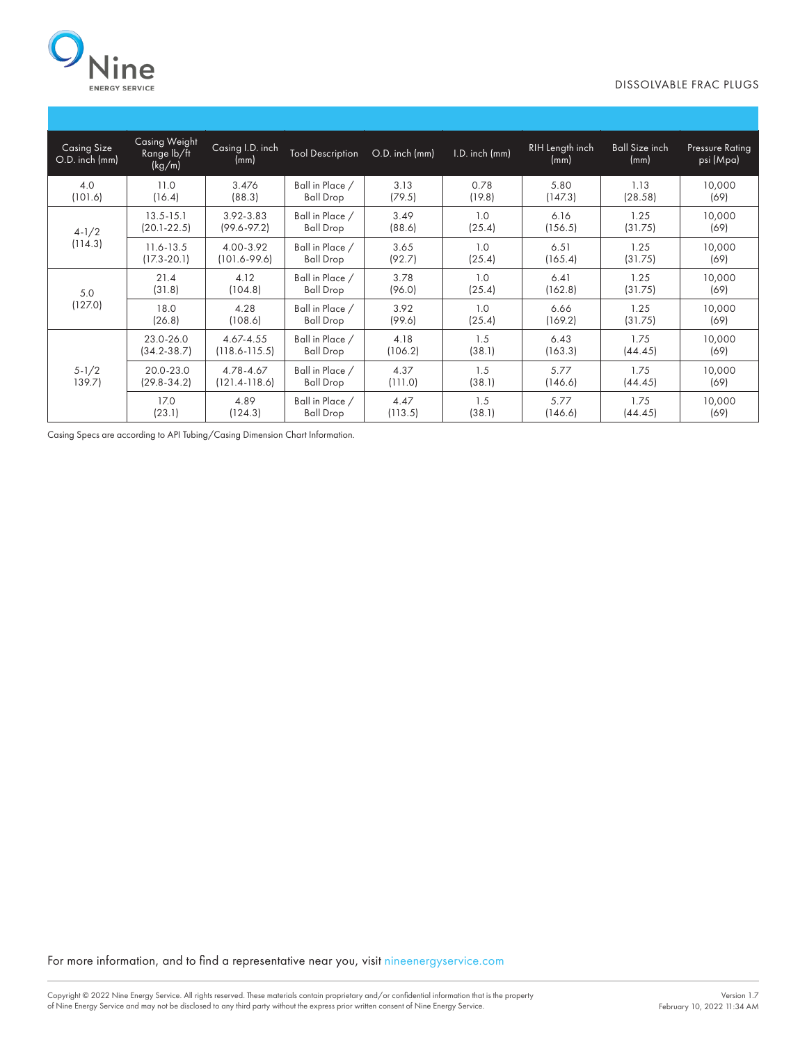DISSOLVABLE FRAC PLUGS

| Casing Size O.D. inch (mm) | Casing Weight Range lb/ft (kg/m) | Casing I.D. inch (mm) | Tool Description | O.D. inch (mm) | I.D. inch (mm) | RIH Length inch (mm) | Ball Size inch (mm) | Pressure Rating psi (Mpa) |
|---|---|---|---|---|---|---|---|---|
| 4.0 (101.6) | 11.0 (16.4) | 3.476 (88.3) | Ball in Place / Ball Drop | 3.13 (79.5) | 0.78 (19.8) | 5.80 (147.3) | 1.13 (28.58) | 10,000 (69) |
| 4-1/2 (114.3) | 13.5-15.1 (20.1-22.5) | 3.92-3.83 (99.6-97.2) | Ball in Place / Ball Drop | 3.49 (88.6) | 1.0 (25.4) | 6.16 (156.5) | 1.25 (31.75) | 10,000 (69) |
| | 11.6-13.5 (17.3-20.1) | 4.00-3.92 (101.6-99.6) | Ball in Place / Ball Drop | 3.65 (92.7) | 1.0 (25.4) | 6.51 (165.4) | 1.25 (31.75) | 10,000 (69) |
| 5.0 (127.0) | 21.4 (31.8) | 4.12 (104.8) | Ball in Place / Ball Drop | 3.78 (96.0) | 1.0 (25.4) | 6.41 (162.8) | 1.25 (31.75) | 10,000 (69) |
| | 18.0 (26.8) | 4.28 (108.6) | Ball in Place / Ball Drop | 3.92 (99.6) | 1.0 (25.4) | 6.66 (169.2) | 1.25 (31.75) | 10,000 (69) |
| 5-1/2 139.7) | 23.0-26.0 (34.2-38.7) | 4.67-4.55 (118.6-115.5) | Ball in Place / Ball Drop | 4.18 (106.2) | 1.5 (38.1) | 6.43 (163.3) | 1.75 (44.45) | 10,000 (69) |
| | 20.0-23.0 (29.8-34.2) | 4.78-4.67 (121.4-118.6) | Ball in Place / Ball Drop | 4.37 (111.0) | 1.5 (38.1) | 5.77 (146.6) | 1.75 (44.45) | 10,000 (69) |
| | 17.0 (23.1) | 4.89 (124.3) | Ball in Place / Ball Drop | 4.47 (113.5) | 1.5 (38.1) | 5.77 (146.6) | 1.75 (44.45) | 10,000 (69) |

Casing Specs are according to API Tubing/Casing Dimension Chart Information.

For more information, and to find a representative near you, visit nineenergyservice.com

Copyright © 2022 Nine Energy Service. All rights reserved. These materials contain proprietary and/or confidential information that is the property of Nine Energy Service and may not be disclosed to any third party without the express prior written consent of Nine Energy Service.

Version 1.7
February 10, 2022 11:34 AM